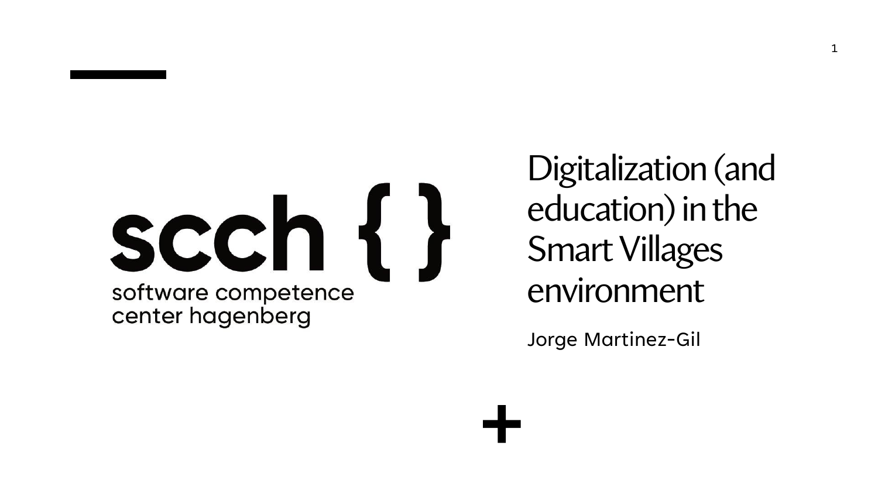scch { }

software competence center hagenberg

# Digitalization (and education) in the Smart Villages environment

Jorge Martinez-Gil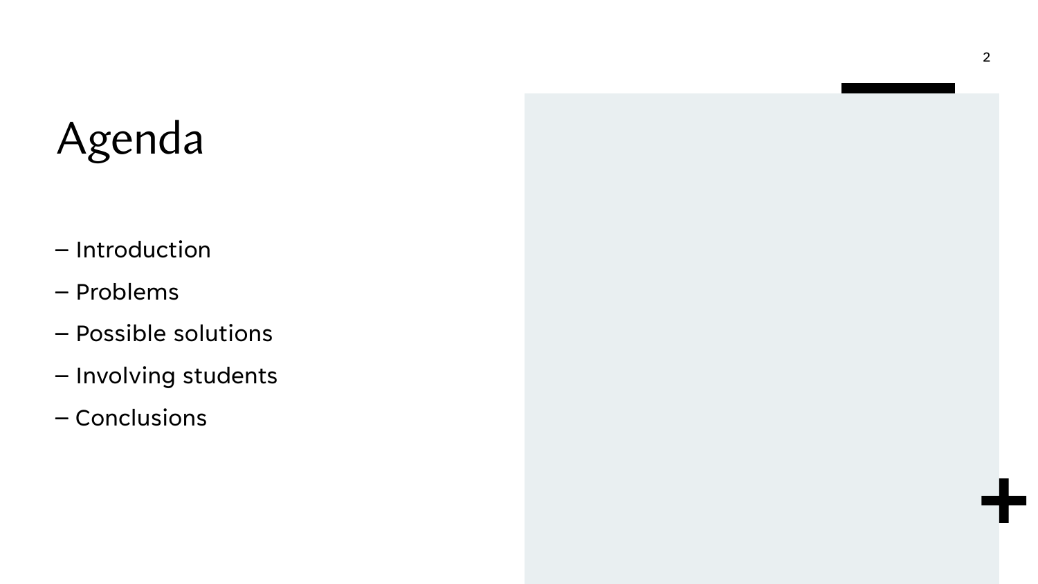# Agenda

– Introduction

– Problems

– Possible solutions

– Involving students

– Conclusions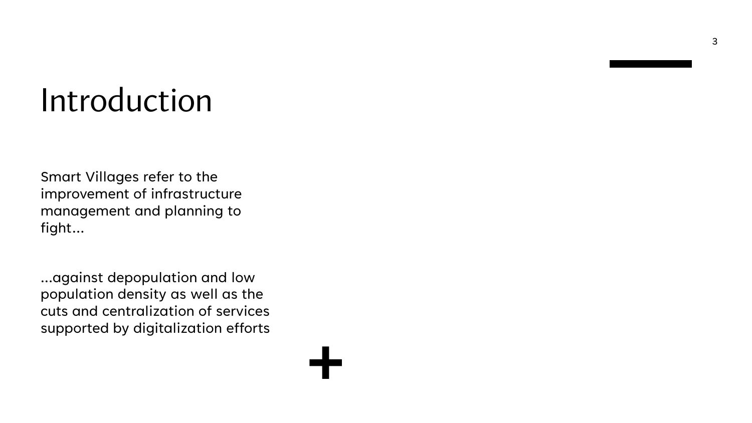# Introduction

Smart Villages refer to the improvement of infrastructure management and planning to fight...

...against depopulation and low population density as well as the cuts and centralization of services supported by digitalization efforts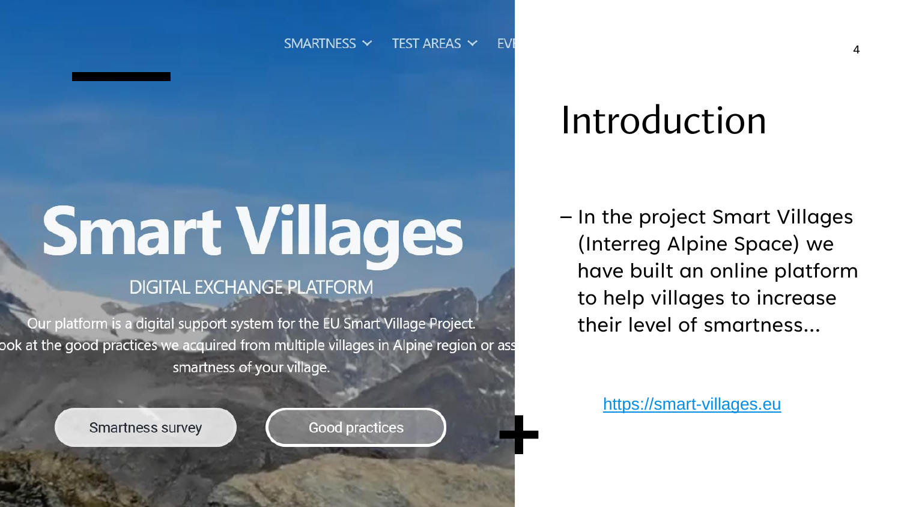SMARTNESS TEST AREAS EVE

# Smart Villages

DIGITAL EXCHANGE PLATFORM

Our platform is a digital support system for the EU Smart Village Project.

ook at the good practices we acquired from multiple villages in Alpine region or ass smartness of your village.

Smartness survey

Good practices

# Introduction

- In the project Smart Villages (Interreg Alpine Space) we have built an online platform to help villages to increase their level of smartness...

https://smart-villages.eu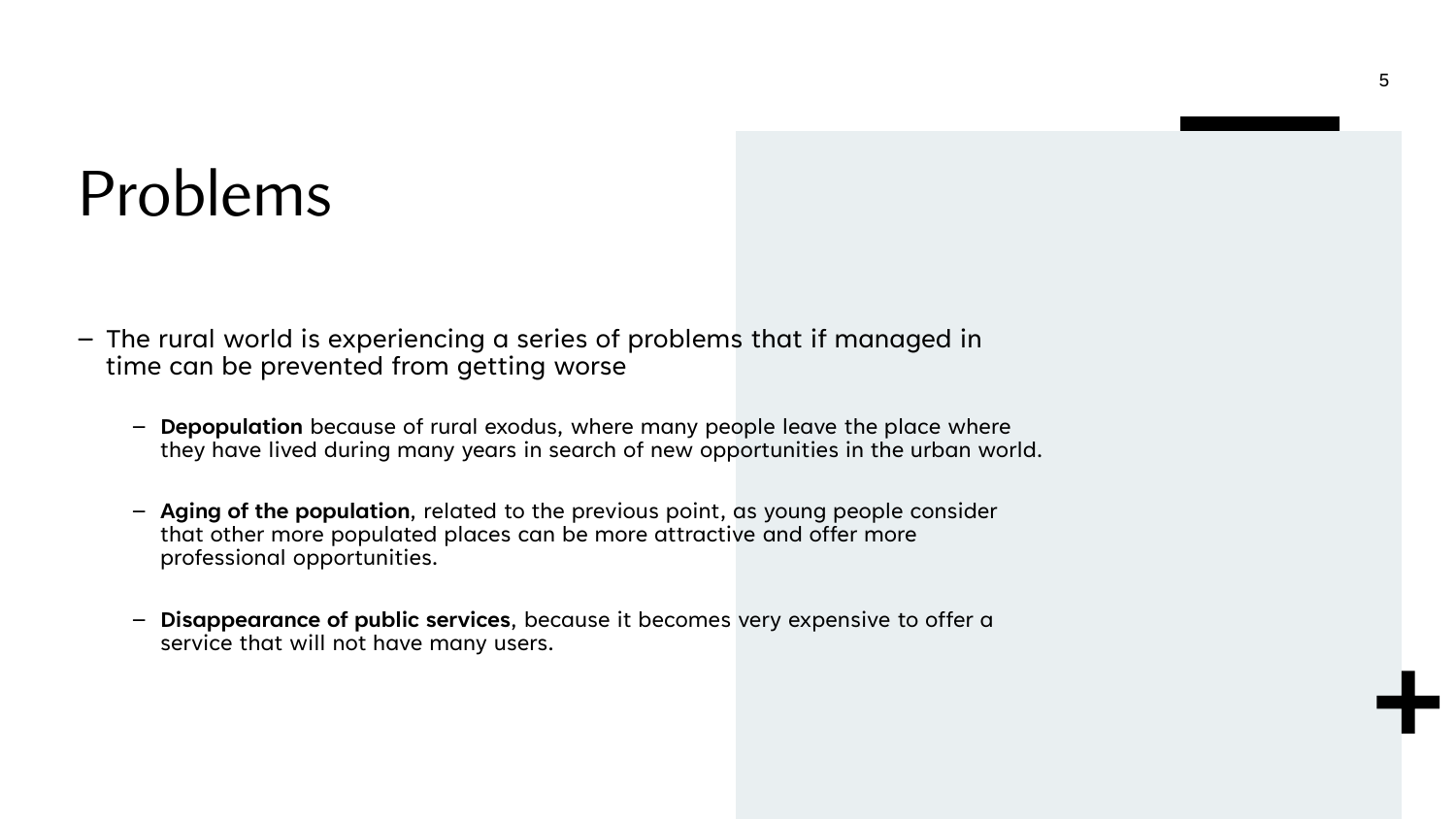# Problems

- The rural world is experiencing a series of problems that if managed in time can be prevented from getting worse
  - **Depopulation** because of rural exodus, where many people leave the place where they have lived during many years in search of new opportunities in the urban world.
  - **Aging of the population**, related to the previous point, as young people consider that other more populated places can be more attractive and offer more professional opportunities.
  - **Disappearance of public services**, because it becomes very expensive to offer a service that will not have many users.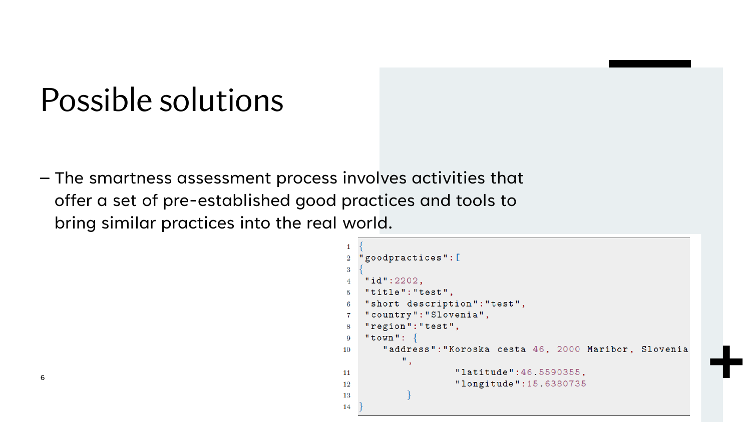# Possible solutions

– The smartness assessment process involves activities that offer a set of pre-established good practices and tools to bring similar practices into the real world.

```
{
"goodpractices":[
{
 "id":2202,
 "title":"test",
 "short description":"test",
 "country":"Slovenia",
 "region":"test",
 "town": {
    "address":"Koroska cesta 46, 2000 Maribor, Slovenia
       ",
             "latitude":46.5590355,
             "longitude":15.6380735
        }
}
```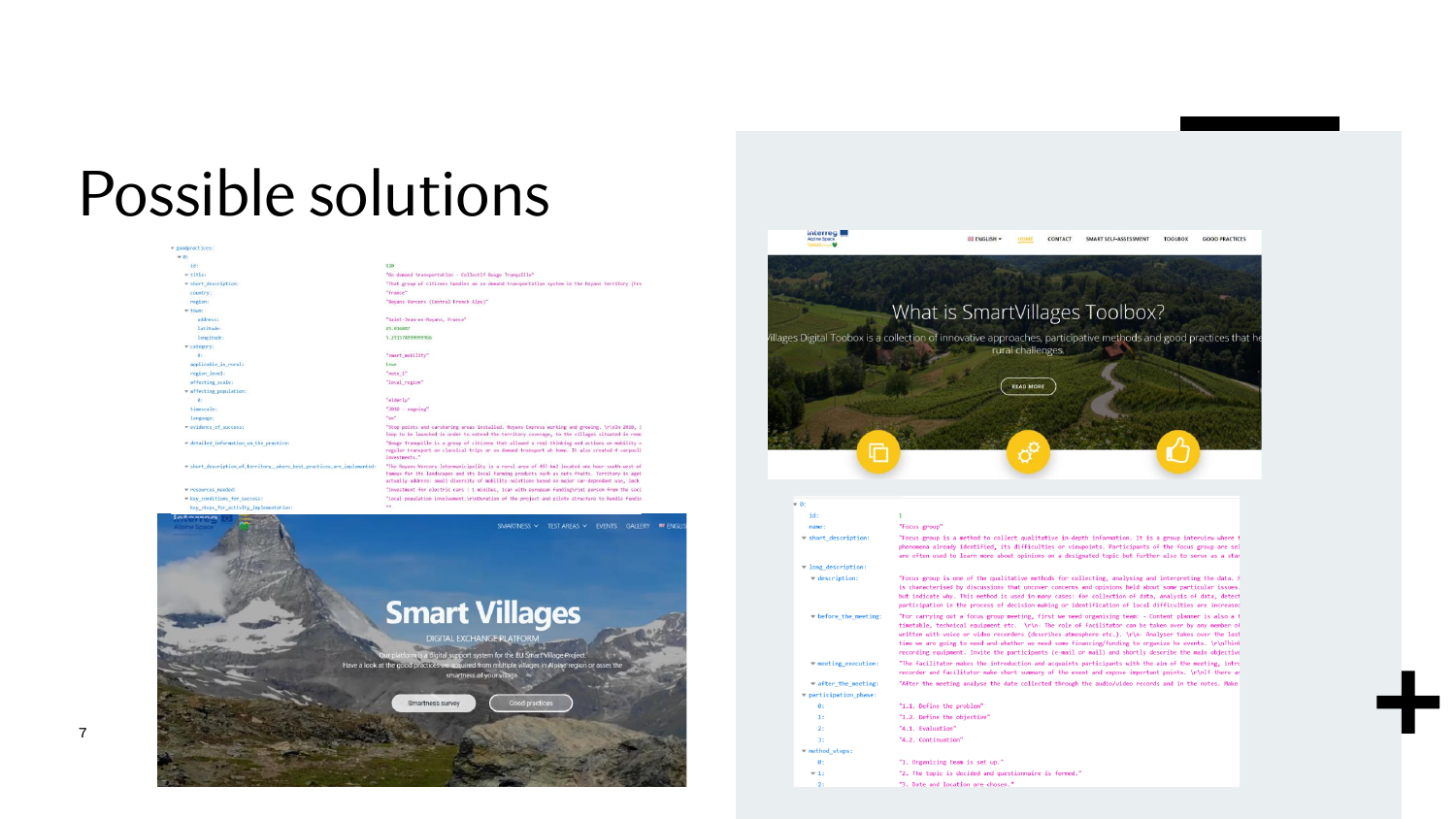# Possible solutions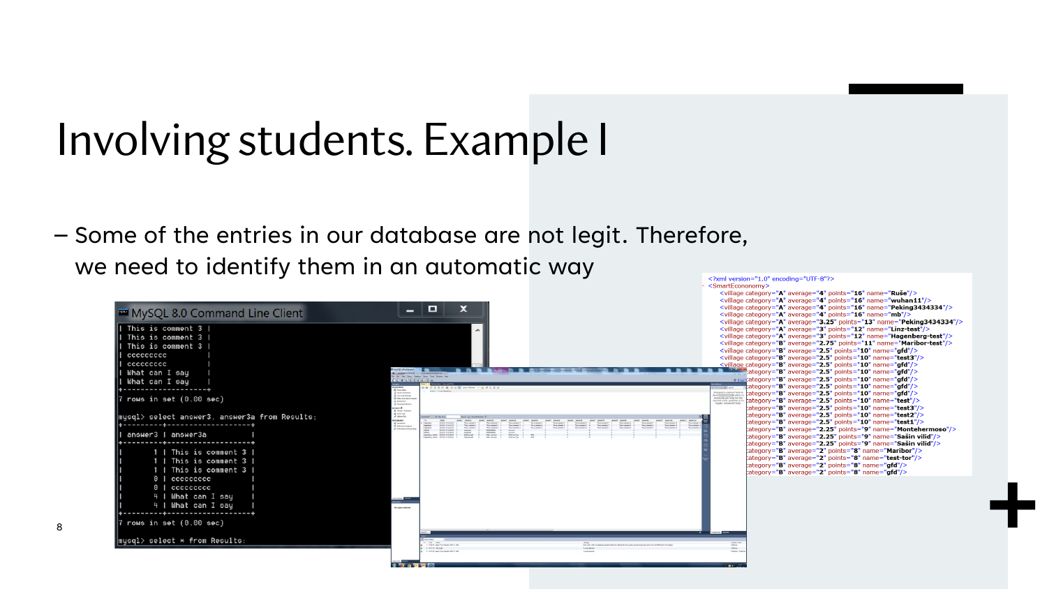# Involving students. Example I

– Some of the entries in our database are not legit. Therefore, we need to identify them in an automatic way

```
| This is comment 3 |
| This is comment 3 |
| This is comment 3 |
| ccccccccc         |
| ccccccccc         |
| What can I say    |
| What can I say    |
+-------------------+
7 rows in set (0.00 sec)

mysql> select answer3, answer3a from Results;
+---------+-------------------+
| answer3 | answer3a          |
+---------+-------------------+
|       1 | This is comment 3 |
|       1 | This is comment 3 |
|       1 | This is comment 3 |
|       0 | ccccccccc         |
|       0 | ccccccccc         |
|       4 | What can I say    |
|       4 | What can I say    |
+---------+-------------------+
7 rows in set (0.00 sec)

mysql> select * from Results;
```

```xml
<?xml version="1.0" encoding="UTF-8"?>
- <SmartEconomy>
    <village category="A" average="4" points="16" name="Ruše"/>
    <village category="A" average="4" points="16" name="wuhan11"/>
    <village category="A" average="4" points="16" name="Peking3434334"/>
    <village category="A" average="4" points="16" name="mb"/>
    <village category="A" average="3.25" points="13" name="Peking3434334"/>
    <village category="A" average="3" points="12" name="Linz-test"/>
    <village category="A" average="3" points="12" name="Hagenberg-test"/>
    <village category="B" average="2.75" points="11" name="Maribor-test"/>
    <village category="B" average="2.5" points="10" name="gfd"/>
    <village category="B" average="2.5" points="10" name="test3"/>
    <village category="B" average="2.5" points="10" name="gfd"/>
    category="B" average="2.5" points="10" name="gfd"/>
    category="B" average="2.5" points="10" name="gfd"/>
    category="B" average="2.5" points="10" name="gfd"/>
    category="B" average="2.5" points="10" name="gfd"/>
    category="B" average="2.5" points="10" name="test"/>
    category="B" average="2.5" points="10" name="test3"/>
    category="B" average="2.5" points="10" name="test2"/>
    category="B" average="2.5" points="10" name="test1"/>
    category="B" average="2.25" points="9" name="Montehermoso"/>
    category="B" average="2.25" points="9" name="Sašin vilid"/>
    category="B" average="2.25" points="9" name="Sašin vilid"/>
    category="B" average="2" points="8" name="Maribor"/>
    category="B" average="2" points="8" name="test-tor"/>
    category="B" average="2" points="8" name="gfd"/>
    category="B" average="2" points="8" name="gfd"/>
```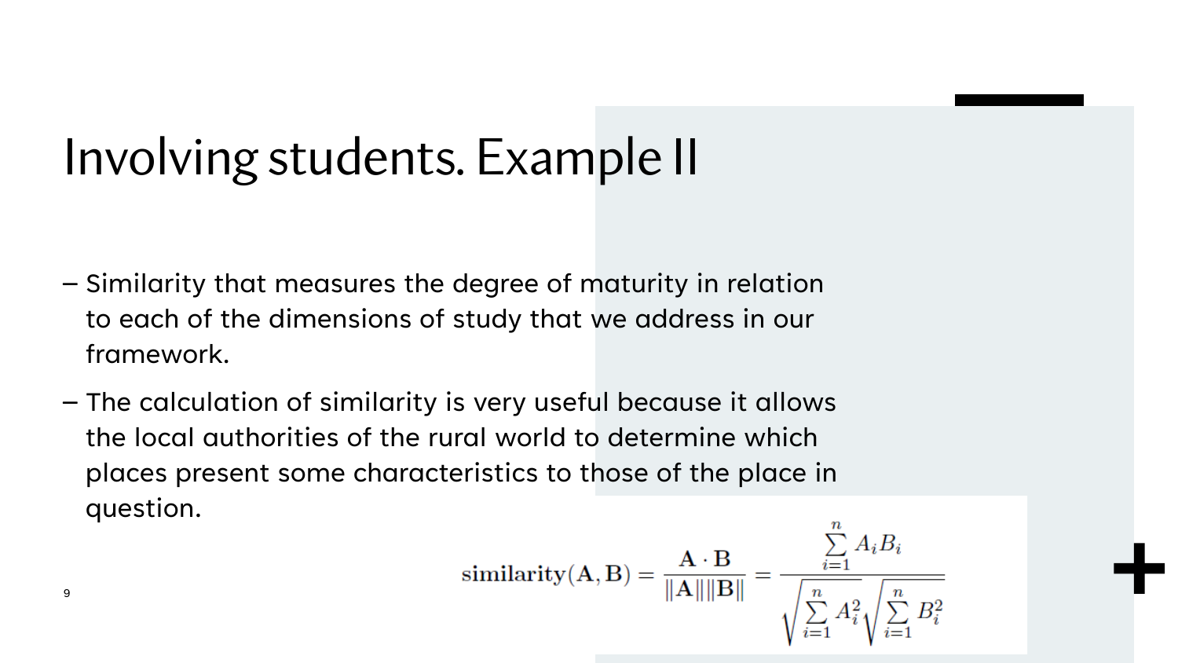# Involving students. Example II

- Similarity that measures the degree of maturity in relation to each of the dimensions of study that we address in our framework.
- The calculation of similarity is very useful because it allows the local authorities of the rural world to determine which places present some characteristics to those of the place in question.

$$\text{similarity}(\mathbf{A}, \mathbf{B}) = \frac{\mathbf{A} \cdot \mathbf{B}}{\|\mathbf{A}\| \|\mathbf{B}\|} = \frac{\sum_{i=1}^{n} A_i B_i}{\sqrt{\sum_{i=1}^{n} A_i^2} \sqrt{\sum_{i=1}^{n} B_i^2}}$$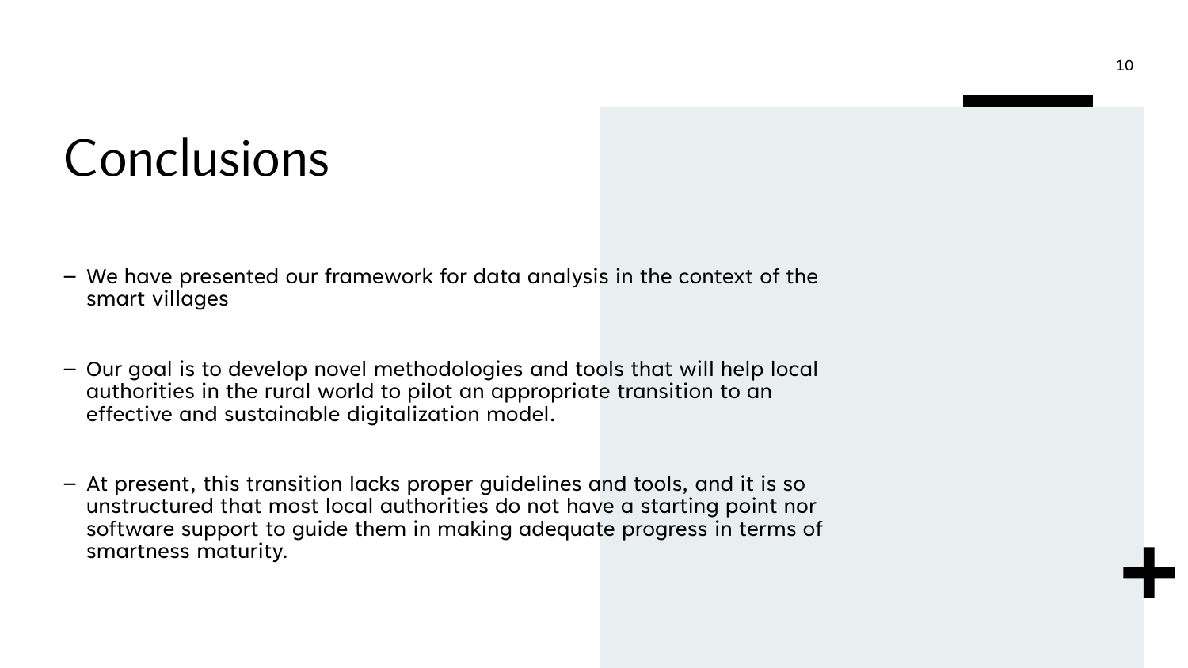# Conclusions

- We have presented our framework for data analysis in the context of the smart villages

- Our goal is to develop novel methodologies and tools that will help local authorities in the rural world to pilot an appropriate transition to an effective and sustainable digitalization model.

- At present, this transition lacks proper guidelines and tools, and it is so unstructured that most local authorities do not have a starting point nor software support to guide them in making adequate progress in terms of smartness maturity.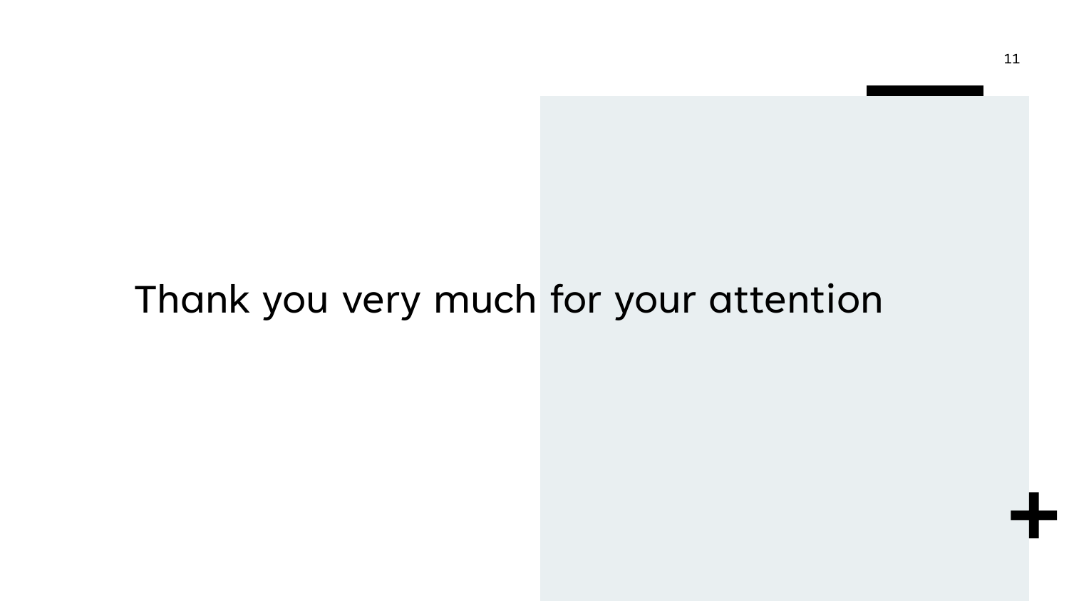# Thank you very much for your attention